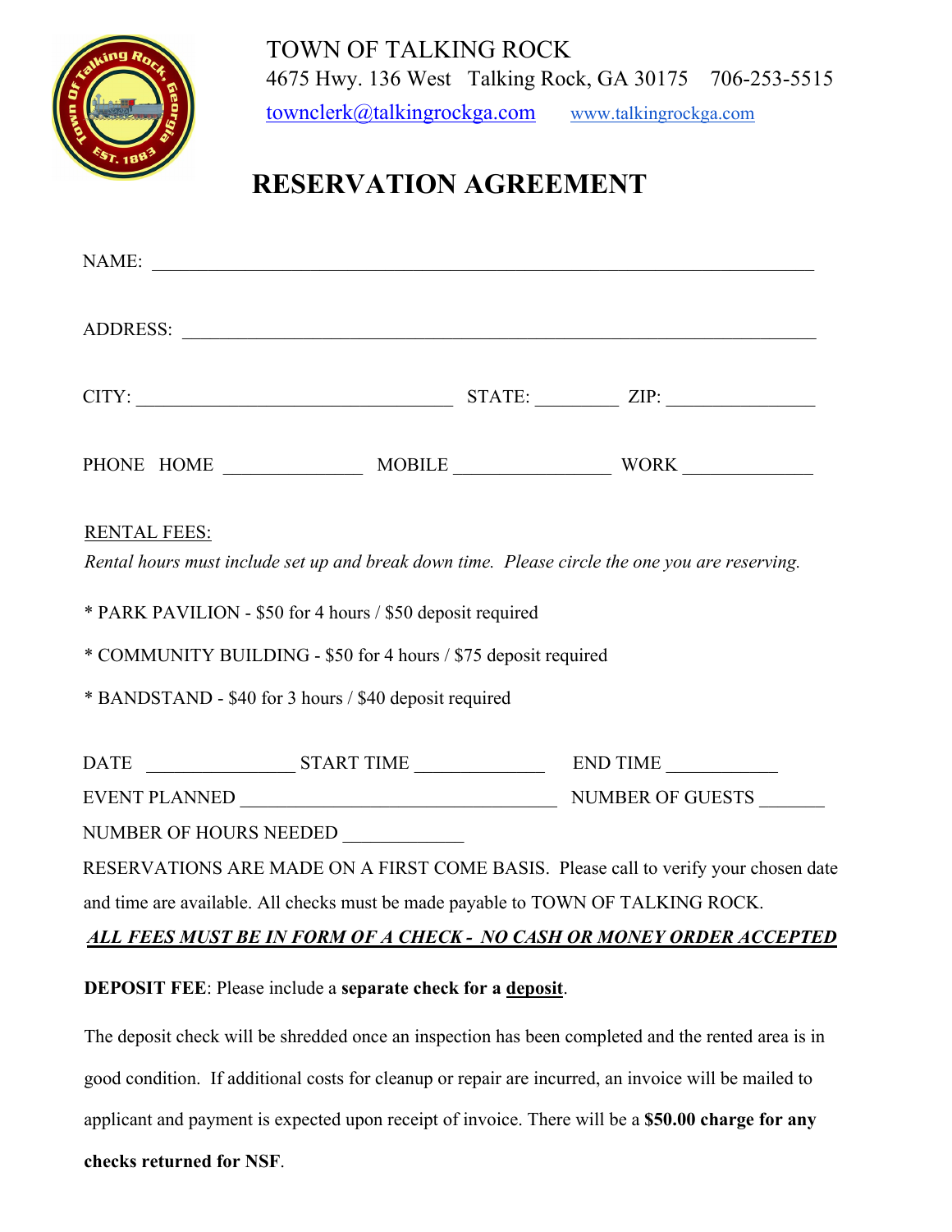TOWN OF TALKING ROCK
4675 Hwy. 136 West Talking Rock, GA 30175 706-253-5515
townclerk@talkingrockga.com www.talkingrockga.com

# RESERVATION AGREEMENT

NAME: ____________________________________________________________

ADDRESS: __________________________________________________________

CITY: ______________________________ STATE: ________ ZIP: ______________

PHONE HOME ______________ MOBILE ________________ WORK _____________

RENTAL FEES:

*Rental hours must include set up and break down time. Please circle the one you are reserving.*

* PARK PAVILION - $50 for 4 hours / $50 deposit required

* COMMUNITY BUILDING - $50 for 4 hours / $75 deposit required

* BANDSTAND - $40 for 3 hours / $40 deposit required

DATE _______________ START TIME _____________ END TIME ___________

EVENT PLANNED _________________________________ NUMBER OF GUESTS _______

NUMBER OF HOURS NEEDED ____________

RESERVATIONS ARE MADE ON A FIRST COME BASIS. Please call to verify your chosen date and time are available. All checks must be made payable to TOWN OF TALKING ROCK.

***ALL FEES MUST BE IN FORM OF A CHECK - NO CASH OR MONEY ORDER ACCEPTED***

**DEPOSIT FEE**: Please include a **separate check for a deposit**.

The deposit check will be shredded once an inspection has been completed and the rented area is in good condition. If additional costs for cleanup or repair are incurred, an invoice will be mailed to applicant and payment is expected upon receipt of invoice. There will be a **$50.00 charge for any checks returned for NSF**.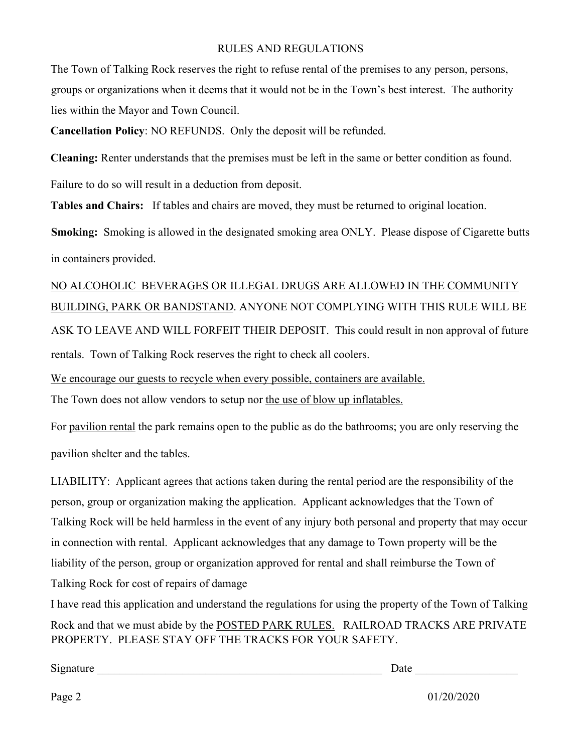# RULES AND REGULATIONS

The Town of Talking Rock reserves the right to refuse rental of the premises to any person, persons, groups or organizations when it deems that it would not be in the Town's best interest. The authority lies within the Mayor and Town Council.

**Cancellation Policy**: NO REFUNDS. Only the deposit will be refunded.

**Cleaning:** Renter understands that the premises must be left in the same or better condition as found.

Failure to do so will result in a deduction from deposit.

**Tables and Chairs:** If tables and chairs are moved, they must be returned to original location.

**Smoking:** Smoking is allowed in the designated smoking area ONLY. Please dispose of Cigarette butts in containers provided.

<u>NO ALCOHOLIC BEVERAGES OR ILLEGAL DRUGS ARE ALLOWED IN THE COMMUNITY BUILDING, PARK OR BANDSTAND</u>. ANYONE NOT COMPLYING WITH THIS RULE WILL BE ASK TO LEAVE AND WILL FORFEIT THEIR DEPOSIT. This could result in non approval of future rentals. Town of Talking Rock reserves the right to check all coolers.

<u>We encourage our guests to recycle when every possible, containers are available.</u>

The Town does not allow vendors to setup nor <u>the use of blow up inflatables.</u>

For <u>pavilion rental</u> the park remains open to the public as do the bathrooms; you are only reserving the pavilion shelter and the tables.

LIABILITY: Applicant agrees that actions taken during the rental period are the responsibility of the person, group or organization making the application. Applicant acknowledges that the Town of Talking Rock will be held harmless in the event of any injury both personal and property that may occur in connection with rental. Applicant acknowledges that any damage to Town property will be the liability of the person, group or organization approved for rental and shall reimburse the Town of Talking Rock for cost of repairs of damage

I have read this application and understand the regulations for using the property of the Town of Talking Rock and that we must abide by the <u>POSTED PARK RULES.</u> RAILROAD TRACKS ARE PRIVATE PROPERTY. PLEASE STAY OFF THE TRACKS FOR YOUR SAFETY.

Signature ____________________________________________________ Date __________________

01/20/2020